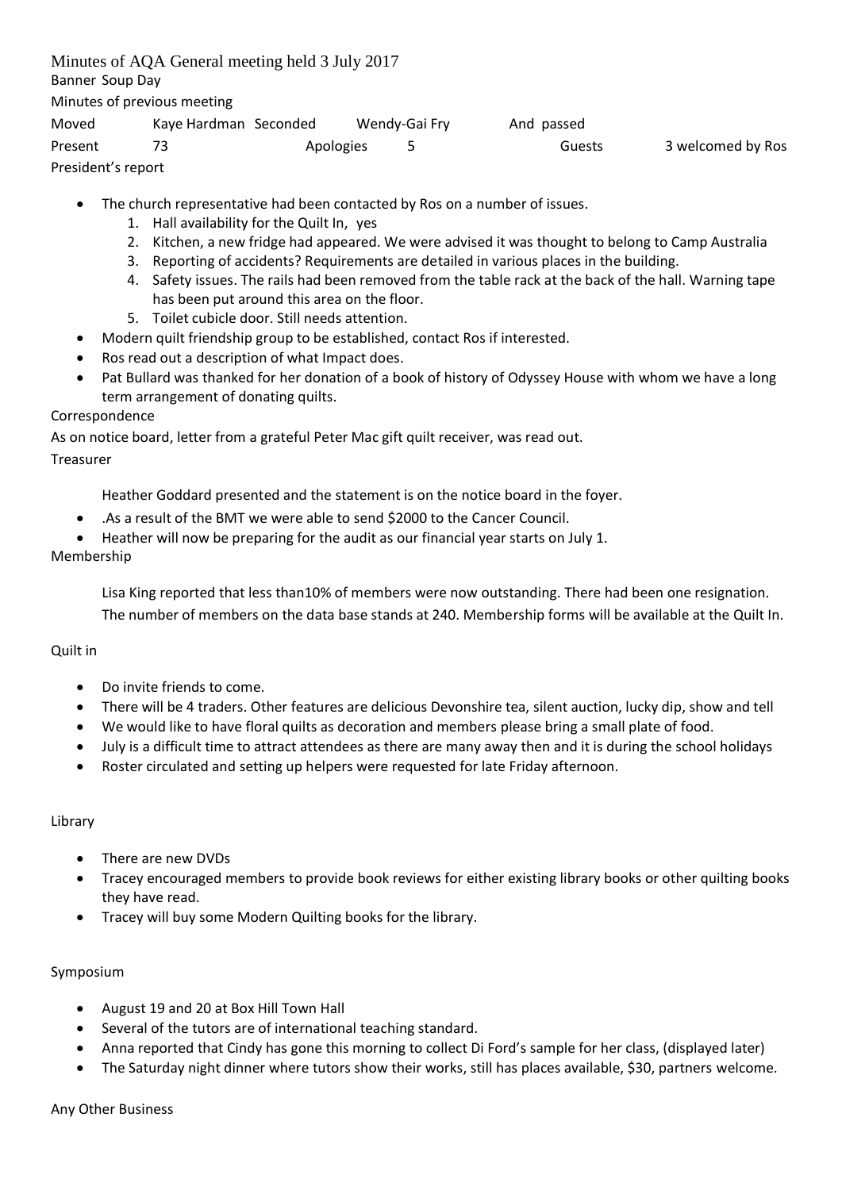Minutes of AQA General meeting held 3 July 2017

Banner Soup Day

Minutes of previous meeting

| Moved | Kaye Hardman | Seconded | Wendy-Gai Fry | And passed | | |
|---|---|---|---|---|---|---|
| Present | 73 | Apologies | 5 | | Guests | 3 welcomed by Ros |

President's report

- The church representative had been contacted by Ros on a number of issues.
  1. Hall availability for the Quilt In, yes
  2. Kitchen, a new fridge had appeared. We were advised it was thought to belong to Camp Australia
  3. Reporting of accidents? Requirements are detailed in various places in the building.
  4. Safety issues. The rails had been removed from the table rack at the back of the hall. Warning tape has been put around this area on the floor.
  5. Toilet cubicle door. Still needs attention.
- Modern quilt friendship group to be established, contact Ros if interested.
- Ros read out a description of what Impact does.
- Pat Bullard was thanked for her donation of a book of history of Odyssey House with whom we have a long term arrangement of donating quilts.

Correspondence

As on notice board, letter from a grateful Peter Mac gift quilt receiver, was read out.

Treasurer

Heather Goddard presented and the statement is on the notice board in the foyer.

- .As a result of the BMT we were able to send $2000 to the Cancer Council.
- Heather will now be preparing for the audit as our financial year starts on July 1.

Membership

Lisa King reported that less than10% of members were now outstanding. There had been one resignation. The number of members on the data base stands at 240. Membership forms will be available at the Quilt In.

Quilt in

- Do invite friends to come.
- There will be 4 traders. Other features are delicious Devonshire tea, silent auction, lucky dip, show and tell
- We would like to have floral quilts as decoration and members please bring a small plate of food.
- July is a difficult time to attract attendees as there are many away then and it is during the school holidays
- Roster circulated and setting up helpers were requested for late Friday afternoon.

Library

- There are new DVDs
- Tracey encouraged members to provide book reviews for either existing library books or other quilting books they have read.
- Tracey will buy some Modern Quilting books for the library.

Symposium

- August 19 and 20 at Box Hill Town Hall
- Several of the tutors are of international teaching standard.
- Anna reported that Cindy has gone this morning to collect Di Ford's sample for her class, (displayed later)
- The Saturday night dinner where tutors show their works, still has places available, $30, partners welcome.

Any Other Business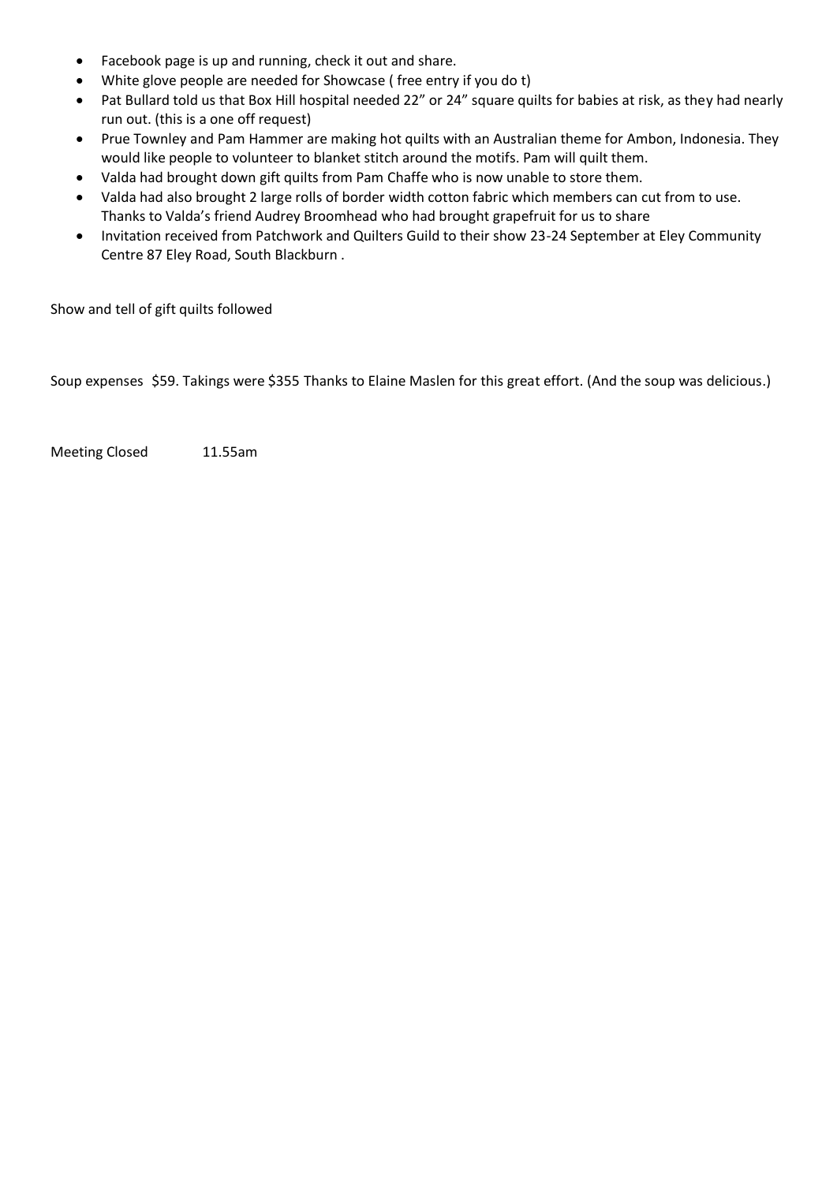- Facebook page is up and running, check it out and share.
- White glove people are needed for Showcase ( free entry if you do t)
- Pat Bullard told us that Box Hill hospital needed 22" or 24" square quilts for babies at risk, as they had nearly run out. (this is a one off request)
- Prue Townley and Pam Hammer are making hot quilts with an Australian theme for Ambon, Indonesia. They would like people to volunteer to blanket stitch around the motifs. Pam will quilt them.
- Valda had brought down gift quilts from Pam Chaffe who is now unable to store them.
- Valda had also brought 2 large rolls of border width cotton fabric which members can cut from to use. Thanks to Valda's friend Audrey Broomhead who had brought grapefruit for us to share
- Invitation received from Patchwork and Quilters Guild to their show 23-24 September at Eley Community Centre 87 Eley Road, South Blackburn .

Show and tell of gift quilts followed

Soup expenses $59. Takings were $355 Thanks to Elaine Maslen for this great effort. (And the soup was delicious.)

Meeting Closed 11.55am